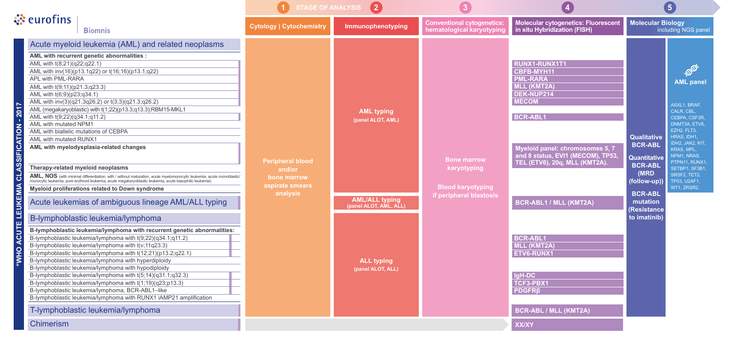# eurofins | Biomnis

## *WHO ACUTE LEUKEMIA CLASSIFICATION - 2017

| | 1 STAGE OF ANALYSIS: Cytology \| Cytochemistry | 2 Immunophenotyping | 3 Conventional cytogenetics: hematological karyotyping | 4 Molecular cytogenetics: Fluorescent in situ Hybridization (FISH) | 5 Molecular Biology including NGS panel | |
|---|---|---|---|---|---|---|
| **Acute myeloid leukemia (AML) and related neoplasms** | Peripheral blood and/or bone marrow aspirate smears analysis | | Bone marrow karyotyping / Blood karyotyping if peripheral blastosis | | Qualitative BCR-ABL / Quantitative BCR-ABL (MRD (follow-up)) / BCR-ABL mutation (Resistance to imatinib) | AML panel: ASXL1, BRAF, CALR, CBL, CEBPA, CSF3R, DNMT3A, ETV6, EZH2, FLT3, HRAS, IDH1, IDH2, JAK2, KIT, KRAS, MPL, NPM1, NRAS, PTPN11, RUNX1, SETBP1, SF3B1, SRSF2, TET2, TP53, U2AF1, WT1, ZRSR2. |
| **AML with recurrent genetic abnormalities :** | | AML typing (panel ALOT, AML) | | | | |
| AML with t(8;21)(q22;q22.1) | | | | RUNX1-RUNX1T1 | | |
| AML with inv(16)(p13.1q22) or t(16;16)(p13.1;q22) | | | | CBFB-MYH11 | | |
| APL with PML-RARA | | | | PML-RARA | | |
| AML with t(9;11)(p21.3;q23.3) | | | | MLL (KMT2A) | | |
| AML with t(6;9)(p23;q34.1) | | | | DEK-NUP214 | | |
| AML with inv(3)(q21.3q26.2) or t(3;3)(q21.3;q26.2) | | | | MECOM | | |
| AML (megakaryoblastic) with t(1;22)(p13.3;q13.3);RBM15-MKL1 | | | | | | |
| AML with t(9;22)(q34.1;q11.2) | | | | BCR-ABL1 | | |
| AML with mutated NPM1 | | | | | | |
| AML with biallelic mutations of CEBPA | | | | | | |
| AML with mutated RUNX1 | | | | | | |
| **AML with myelodysplasia-related changes** | | | | Myeloid panel: chromosomes 5, 7 and 8 status, EVI1 (MECOM), TP53, TEL (ETV6), 20q, MLL (KMT2A). | | |
| **Therapy-related myeloid neoplasms** | | | | | | |
| **AML, NOS** (with minimal differentiation, with / without maturation, acute myelomonocytic leukemia, acute monoblastic/monocytic leukemia, pure erythroid leukemia, acute megakaryoblastic leukemia, acute basophilic leukemia) | | | | | | |
| **Myeloid proliferations related to Down syndrome** | | | | | | |
| **Acute leukemias of ambiguous lineage AML/ALL typing** | | AML/ALL typing (panel ALOT, AML, ALL) | | BCR-ABL1 / MLL (KMT2A) | | |
| **B-lymphoblastic leukemia/lymphoma** | | ALL typing (panel ALOT, ALL) | | | | |
| **B-lymphoblastic leukemia/lymphoma with recurrent genetic abnormalities:** | | | | | | |
| B-lymphoblastic leukemia/lymphoma with t(9;22)(q34.1;q11.2) | | | | BCR-ABL1 | | |
| B-lymphoblastic leukemia/lymphoma with t(v;11q23.3) | | | | MLL (KMT2A) | | |
| B-lymphoblastic leukemia/lymphoma with t(12;21)(p13.2;q22.1) | | | | ETV6-RUNX1 | | |
| B-lymphoblastic leukemia/lymphoma with hyperdiploidy | | | | | | |
| B-lymphoblastic leukemia/lymphoma with hypodiploidy | | | | | | |
| B-lymphoblastic leukemia/lymphoma with t(5;14)(q31.1;q32.3) | | | | IgH-DC | | |
| B-lymphoblastic leukemia/lymphoma with t(1;19)(q23;p13.3) | | | | TCF3-PBX1 | | |
| B-lymphoblastic leukemia/lymphoma, BCR-ABL1–like | | | | PDGFRβ | | |
| B-lymphoblastic leukemia/lymphoma with RUNX1 iAMP21 amplification | | | | | | |
| **T-lymphoblastic leukemia/lymphoma** | | | | BCR-ABL / MLL (KMT2A) | | |
| **Chimerism** | | | | XX/XY | | |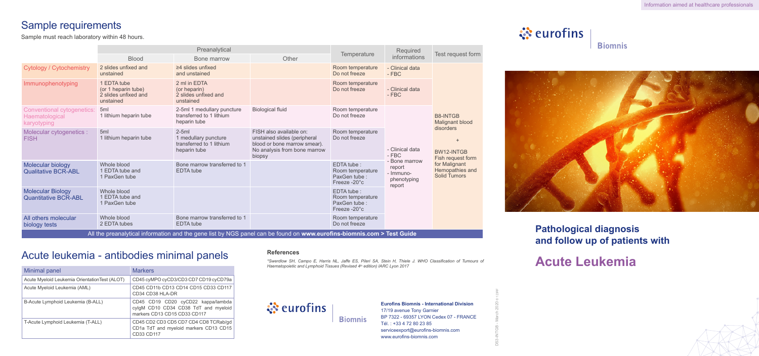Information aimed at healthcare professionals

## Sample requirements

Sample must reach laboratory within 48 hours.

| | Preanalytical | | | Temperature | Required informations | Test request form |
|---|---|---|---|---|---|---|
| | Blood | Bone marrow | Other | | | |
| Cytology / Cytochemistry | 2 slides unfixed and unstained | ≥4 slides unfixed and unstained | | Room temperature Do not freeze | - Clinical data - FBC | B8-INTGB Malignant blood disorders + BW12-INTGB Fish request form for Malignant Hemopathies and Solid Tumors |
| Immunophenotyping | 1 EDTA tube (or 1 heparin tube) 2 slides unfixed and unstained | 2 ml in EDTA (or heparin) 2 slides unfixed and unstained | | Room temperature Do not freeze | - Clinical data - FBC | |
| Conventional cytogenetics: Haematological karyotyping | 5ml 1 lithium heparin tube | 2-5ml 1 medullary puncture transferred to 1 lithium heparin tube | Biological fluid | Room temperature Do not freeze | - Clinical data - FBC - Bone marrow report - Immuno-phenotyping report | |
| Molecular cytogenetics : FISH | 5ml 1 lithium heparin tube | 2-5ml 1 medullary puncture transferred to 1 lithium heparin tube | FISH also available on: unstained slides (peripheral blood or bone marrow smear). No analysis from bone marrow biopsy | Room temperature Do not freeze | | |
| Molecular biology Qualitative BCR-ABL | Whole blood 1 EDTA tube and 1 PaxGen tube | Bone marrow transferred to 1 EDTA tube | | EDTA tube : Room temperature PaxGen tube : Freeze -20°c | | |
| Molecular Biology Quantitative BCR-ABL | Whole blood 1 EDTA tube and 1 PaxGen tube | | | EDTA tube : Room temperature PaxGen tube : Freeze -20°c | | |
| All others molecular biology tests | Whole blood 2 EDTA tubes | Bone marrow transferred to 1 EDTA tube | | Room temperature Do not freeze | | |

All the preanalytical information and the gene list by NGS panel can be found on **www.eurofins-biomnis.com > Test Guide**

## Acute leukemia - antibodies minimal panels

| Minimal panel | Markers |
|---|---|
| Acute Myeloid Leukemia OrientationTest (ALOT) | CD45 cyMPO cyCD3/CD3 CD7 CD19 cyCD79a |
| Acute Myeloid Leukemia (AML) | CD45 CD11b CD13 CD14 CD15 CD33 CD117 CD34 CD38 HLA-DR |
| B-Acute Lymphoid Leukemia (B-ALL) | CD45 CD19 CD20 cyCD22 kappa/lambda cyIgM CD10 CD34 CD38 TdT and myeloid markers CD13 CD15 CD33 CD117 |
| T-Acute Lymphoid Leukemia (T-ALL) | CD45 CD2 CD3 CD5 CD7 CD4 CD8 TCRab/gd CD1a TdT and myeloid markers CD13 CD15 CD33 CD117 |

### References

*Swerdlow SH, Campo E, Harris NL, Jaffe ES, Pileri SA, Stein H, Thiele J. WHO Classification of Tumours of Haematopoietic and Lymphoid Tissues (Revised 4th edition) IARC Lyon 2017*

eurofins | Biomnis

**Eurofins Biomnis - International Division**
17/19 avenue Tony Garnier
BP 7322 - 69357 LYON Cedex 07 - FRANCE
Tél. : +33 4 72 80 23 85
serviceexport@eurofins-biomnis.com
www.eurofins-biomnis.com

DS3-INTGB - March 2020 © IGRF

eurofins | Biomnis

# Pathological diagnosis and follow up of patients with

# Acute Leukemia